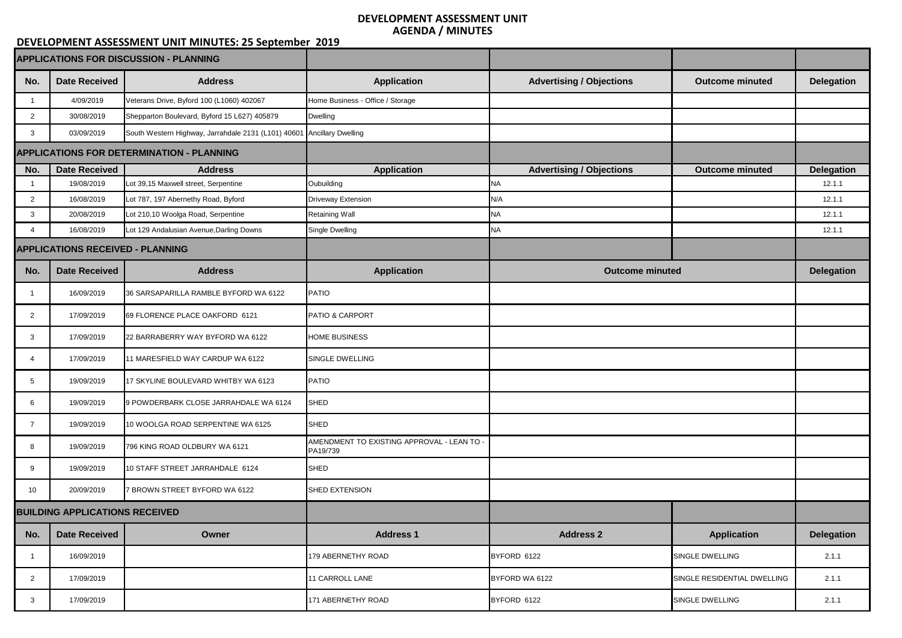# DEVELOPMENT ASSESSMENT UNIT
## AGENDA / MINUTES

**DEVELOPMENT ASSESSMENT UNIT MINUTES: 25 September 2019**

| APPLICATIONS FOR DISCUSSION - PLANNING | | | | | | |
|---|---|---|---|---|---|---|
| **No.** | **Date Received** | **Address** | **Application** | **Advertising / Objections** | **Outcome minuted** | **Delegation** |
| 1 | 4/09/2019 | Veterans Drive, Byford 100 (L1060) 402067 | Home Business - Office / Storage | | | |
| 2 | 30/08/2019 | Shepparton Boulevard, Byford 15 L627) 405879 | Dwelling | | | |
| 3 | 03/09/2019 | South Western Highway, Jarrahdale 2131 (L101) 40601 | Ancillary Dwelling | | | |

| APPLICATIONS FOR DETERMINATION - PLANNING | | | | | | |
|---|---|---|---|---|---|---|
| **No.** | **Date Received** | **Address** | **Application** | **Advertising / Objections** | **Outcome minuted** | **Delegation** |
| 1 | 19/08/2019 | Lot 39,15 Maxwell street, Serpentine | Oubuilding | NA | | 12.1.1 |
| 2 | 16/08/2019 | Lot 787, 197 Abernethy Road, Byford | Driveway Extension | N/A | | 12.1.1 |
| 3 | 20/08/2019 | Lot 210,10 Woolga Road, Serpentine | Retaining Wall | NA | | 12.1.1 |
| 4 | 16/08/2019 | Lot 129 Andalusian Avenue,Darling Downs | Single Dwelling | NA | | 12.1.1 |

| APPLICATIONS RECEIVED - PLANNING | | | | | |
|---|---|---|---|---|---|
| **No.** | **Date Received** | **Address** | **Application** | **Outcome minuted** | **Delegation** |
| 1 | 16/09/2019 | 36 SARSAPARILLA RAMBLE BYFORD WA 6122 | PATIO | | |
| 2 | 17/09/2019 | 69 FLORENCE PLACE OAKFORD 6121 | PATIO & CARPORT | | |
| 3 | 17/09/2019 | 22 BARRABERRY WAY BYFORD WA 6122 | HOME BUSINESS | | |
| 4 | 17/09/2019 | 11 MARESFIELD WAY CARDUP WA 6122 | SINGLE DWELLING | | |
| 5 | 19/09/2019 | 17 SKYLINE BOULEVARD WHITBY WA 6123 | PATIO | | |
| 6 | 19/09/2019 | 9 POWDERBARK CLOSE JARRAHDALE WA 6124 | SHED | | |
| 7 | 19/09/2019 | 10 WOOLGA ROAD SERPENTINE WA 6125 | SHED | | |
| 8 | 19/09/2019 | 796 KING ROAD OLDBURY WA 6121 | AMENDMENT TO EXISTING APPROVAL - LEAN TO - PA19/739 | | |
| 9 | 19/09/2019 | 10 STAFF STREET JARRAHDALE 6124 | SHED | | |
| 10 | 20/09/2019 | 7 BROWN STREET BYFORD WA 6122 | SHED EXTENSION | | |

| BUILDING APPLICATIONS RECEIVED | | | | | | |
|---|---|---|---|---|---|---|
| **No.** | **Date Received** | **Owner** | **Address 1** | **Address 2** | **Application** | **Delegation** |
| 1 | 16/09/2019 | | 179 ABERNETHY ROAD | BYFORD 6122 | SINGLE DWELLING | 2.1.1 |
| 2 | 17/09/2019 | | 11 CARROLL LANE | BYFORD WA 6122 | SINGLE RESIDENTIAL DWELLING | 2.1.1 |
| 3 | 17/09/2019 | | 171 ABERNETHY ROAD | BYFORD 6122 | SINGLE DWELLING | 2.1.1 |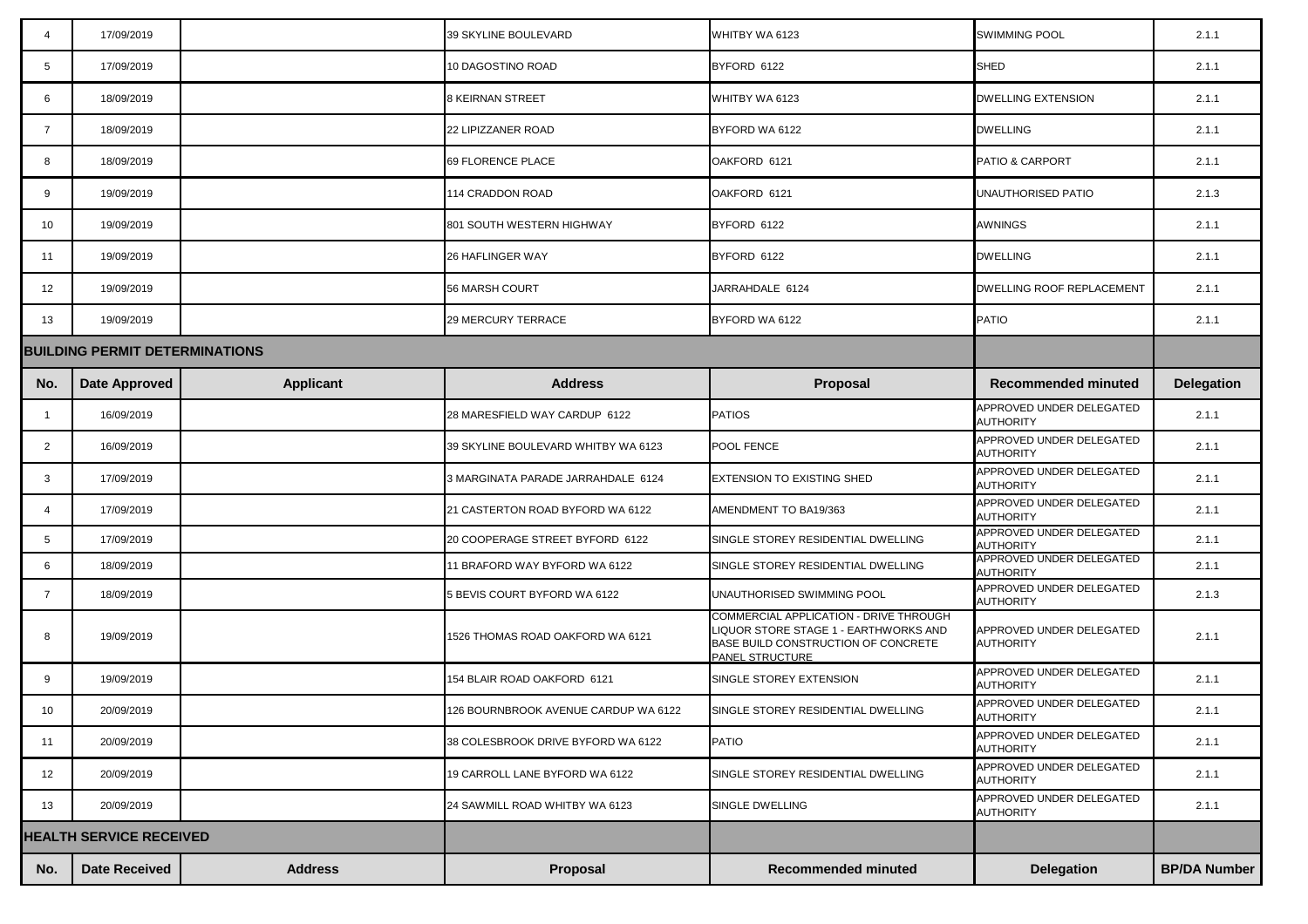| 4 | 17/09/2019 | | 39 SKYLINE BOULEVARD | WHITBY WA 6123 | SWIMMING POOL | 2.1.1 |
|---|---|---|---|---|---|---|
| 5 | 17/09/2019 | | 10 DAGOSTINO ROAD | BYFORD 6122 | SHED | 2.1.1 |
| 6 | 18/09/2019 | | 8 KEIRNAN STREET | WHITBY WA 6123 | DWELLING EXTENSION | 2.1.1 |
| 7 | 18/09/2019 | | 22 LIPIZZANER ROAD | BYFORD WA 6122 | DWELLING | 2.1.1 |
| 8 | 18/09/2019 | | 69 FLORENCE PLACE | OAKFORD 6121 | PATIO & CARPORT | 2.1.1 |
| 9 | 19/09/2019 | | 114 CRADDON ROAD | OAKFORD 6121 | UNAUTHORISED PATIO | 2.1.3 |
| 10 | 19/09/2019 | | 801 SOUTH WESTERN HIGHWAY | BYFORD 6122 | AWNINGS | 2.1.1 |
| 11 | 19/09/2019 | | 26 HAFLINGER WAY | BYFORD 6122 | DWELLING | 2.1.1 |
| 12 | 19/09/2019 | | 56 MARSH COURT | JARRAHDALE 6124 | DWELLING ROOF REPLACEMENT | 2.1.1 |
| 13 | 19/09/2019 | | 29 MERCURY TERRACE | BYFORD WA 6122 | PATIO | 2.1.1 |

## BUILDING PERMIT DETERMINATIONS

| No. | Date Approved | Applicant | Address | Proposal | Recommended minuted | Delegation |
|---|---|---|---|---|---|---|
| 1 | 16/09/2019 | | 28 MARESFIELD WAY CARDUP 6122 | PATIOS | APPROVED UNDER DELEGATED AUTHORITY | 2.1.1 |
| 2 | 16/09/2019 | | 39 SKYLINE BOULEVARD WHITBY WA 6123 | POOL FENCE | APPROVED UNDER DELEGATED AUTHORITY | 2.1.1 |
| 3 | 17/09/2019 | | 3 MARGINATA PARADE JARRAHDALE 6124 | EXTENSION TO EXISTING SHED | APPROVED UNDER DELEGATED AUTHORITY | 2.1.1 |
| 4 | 17/09/2019 | | 21 CASTERTON ROAD BYFORD WA 6122 | AMENDMENT TO BA19/363 | APPROVED UNDER DELEGATED AUTHORITY | 2.1.1 |
| 5 | 17/09/2019 | | 20 COOPERAGE STREET BYFORD 6122 | SINGLE STOREY RESIDENTIAL DWELLING | APPROVED UNDER DELEGATED AUTHORITY | 2.1.1 |
| 6 | 18/09/2019 | | 11 BRAFORD WAY BYFORD WA 6122 | SINGLE STOREY RESIDENTIAL DWELLING | APPROVED UNDER DELEGATED AUTHORITY | 2.1.1 |
| 7 | 18/09/2019 | | 5 BEVIS COURT BYFORD WA 6122 | UNAUTHORISED SWIMMING POOL | APPROVED UNDER DELEGATED AUTHORITY | 2.1.3 |
| 8 | 19/09/2019 | | 1526 THOMAS ROAD OAKFORD WA 6121 | COMMERCIAL APPLICATION - DRIVE THROUGH LIQUOR STORE STAGE 1 - EARTHWORKS AND BASE BUILD CONSTRUCTION OF CONCRETE PANEL STRUCTURE | APPROVED UNDER DELEGATED AUTHORITY | 2.1.1 |
| 9 | 19/09/2019 | | 154 BLAIR ROAD OAKFORD 6121 | SINGLE STOREY EXTENSION | APPROVED UNDER DELEGATED AUTHORITY | 2.1.1 |
| 10 | 20/09/2019 | | 126 BOURNBROOK AVENUE CARDUP WA 6122 | SINGLE STOREY RESIDENTIAL DWELLING | APPROVED UNDER DELEGATED AUTHORITY | 2.1.1 |
| 11 | 20/09/2019 | | 38 COLESBROOK DRIVE BYFORD WA 6122 | PATIO | APPROVED UNDER DELEGATED AUTHORITY | 2.1.1 |
| 12 | 20/09/2019 | | 19 CARROLL LANE BYFORD WA 6122 | SINGLE STOREY RESIDENTIAL DWELLING | APPROVED UNDER DELEGATED AUTHORITY | 2.1.1 |
| 13 | 20/09/2019 | | 24 SAWMILL ROAD WHITBY WA 6123 | SINGLE DWELLING | APPROVED UNDER DELEGATED AUTHORITY | 2.1.1 |

## HEALTH SERVICE RECEIVED

| No. | Date Received | Address | Proposal | Recommended minuted | Delegation | BP/DA Number |
|---|---|---|---|---|---|---|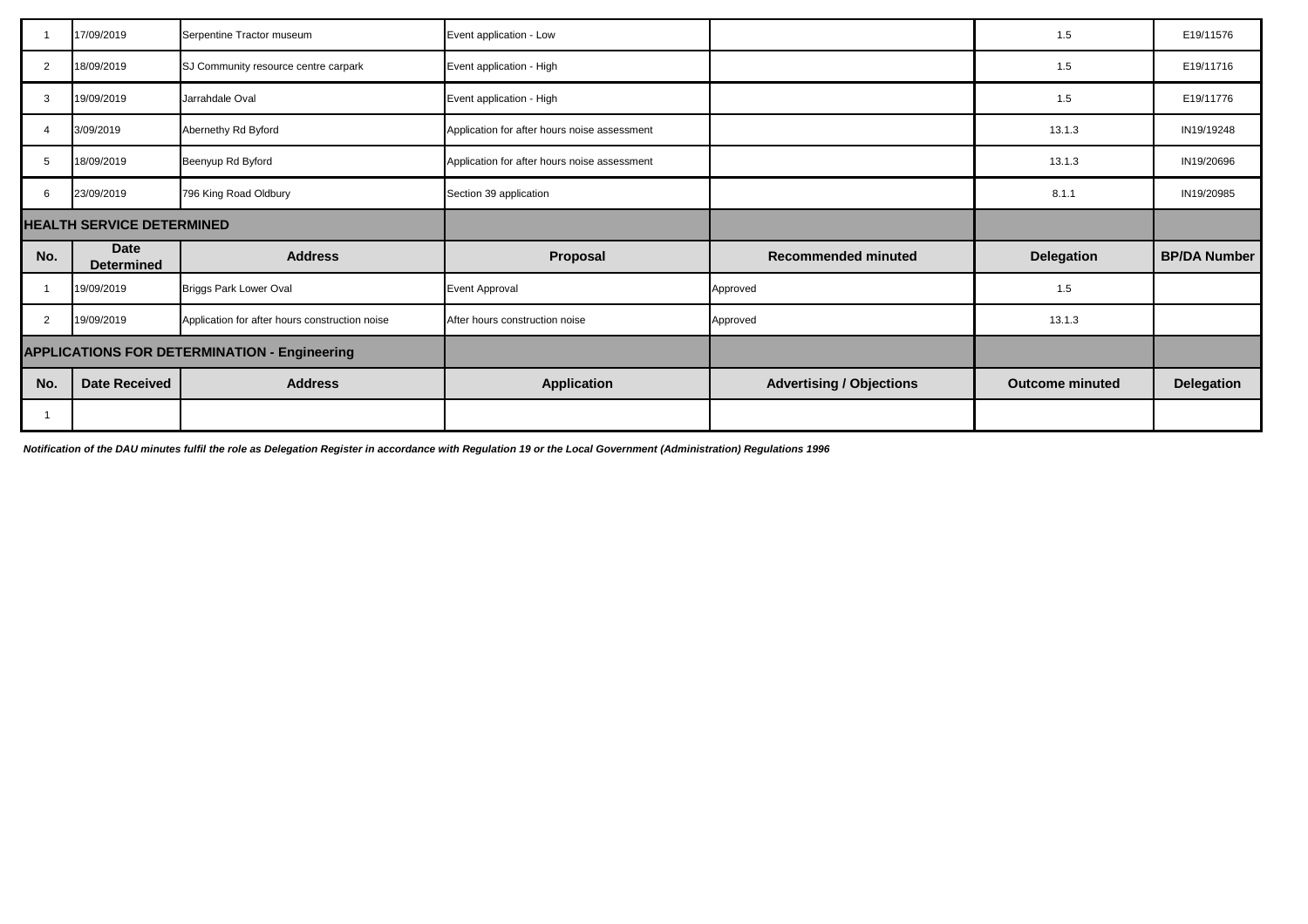| | | | | | | |
|---|---|---|---|---|---|---|
| 1 | 17/09/2019 | Serpentine Tractor museum | Event application - Low | | 1.5 | E19/11576 |
| 2 | 18/09/2019 | SJ Community resource centre carpark | Event application - High | | 1.5 | E19/11716 |
| 3 | 19/09/2019 | Jarrahdale Oval | Event application - High | | 1.5 | E19/11776 |
| 4 | 3/09/2019 | Abernethy Rd Byford | Application for after hours noise assessment | | 13.1.3 | IN19/19248 |
| 5 | 18/09/2019 | Beenyup Rd Byford | Application for after hours noise assessment | | 13.1.3 | IN19/20696 |
| 6 | 23/09/2019 | 796 King Road Oldbury | Section 39 application | | 8.1.1 | IN19/20985 |

**HEALTH SERVICE DETERMINED**

| No. | Date Determined | Address | Proposal | Recommended minuted | Delegation | BP/DA Number |
|---|---|---|---|---|---|---|
| 1 | 19/09/2019 | Briggs Park Lower Oval | Event Approval | Approved | 1.5 | |
| 2 | 19/09/2019 | Application for after hours construction noise | After hours construction noise | Approved | 13.1.3 | |

**APPLICATIONS FOR DETERMINATION - Engineering**

| No. | Date Received | Address | Application | Advertising / Objections | Outcome minuted | Delegation |
|---|---|---|---|---|---|---|
| 1 | | | | | | |

***Notification of the DAU minutes fulfil the role as Delegation Register in accordance with Regulation 19 or the Local Government (Administration) Regulations 1996***